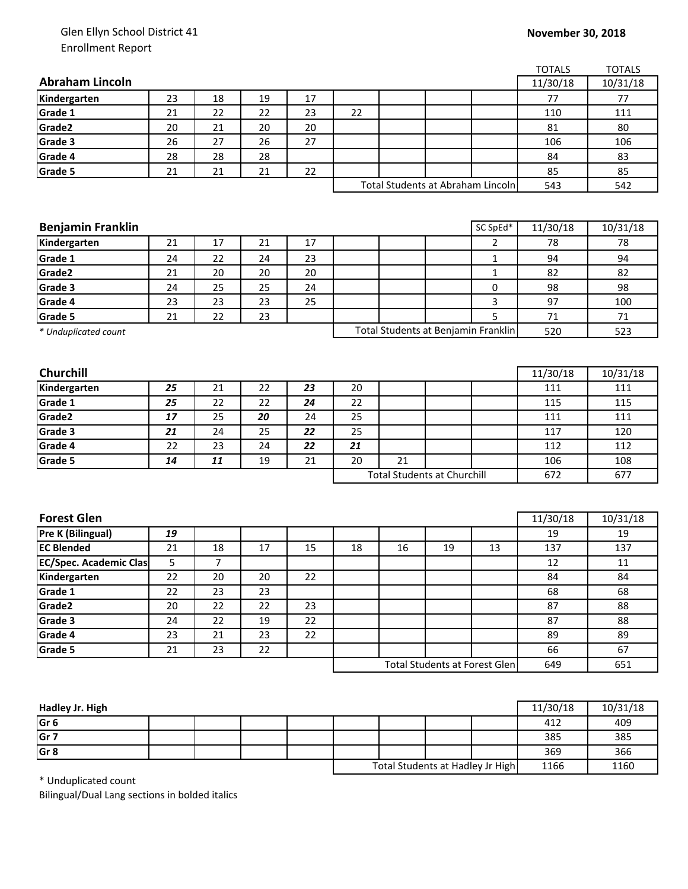Glen Ellyn School District 41
Enrollment Report

**November 30, 2018**

| **Abraham Lincoln** | | | | | | | | | TOTALS 11/30/18 | TOTALS 10/31/18 |
|---|---|---|---|---|---|---|---|---|---|---|
| **Kindergarten** | 23 | 18 | 19 | 17 | | | | | 77 | 77 |
| **Grade 1** | 21 | 22 | 22 | 23 | 22 | | | | 110 | 111 |
| **Grade2** | 20 | 21 | 20 | 20 | | | | | 81 | 80 |
| **Grade 3** | 26 | 27 | 26 | 27 | | | | | 106 | 106 |
| **Grade 4** | 28 | 28 | 28 | | | | | | 84 | 83 |
| **Grade 5** | 21 | 21 | 21 | 22 | | | | | 85 | 85 |
| | | | | | Total Students at Abraham Lincoln | | | | 543 | 542 |

| **Benjamin Franklin** | | | | | | | | SC SpEd* | 11/30/18 | 10/31/18 |
|---|---|---|---|---|---|---|---|---|---|---|
| **Kindergarten** | 21 | 17 | 21 | 17 | | | | 2 | 78 | 78 |
| **Grade 1** | 24 | 22 | 24 | 23 | | | | 1 | 94 | 94 |
| **Grade2** | 21 | 20 | 20 | 20 | | | | 1 | 82 | 82 |
| **Grade 3** | 24 | 25 | 25 | 24 | | | | 0 | 98 | 98 |
| **Grade 4** | 23 | 23 | 23 | 25 | | | | 3 | 97 | 100 |
| **Grade 5** | 21 | 22 | 23 | | | | | 5 | 71 | 71 |
| *\* Unduplicated count* | | | | | Total Students at Benjamin Franklin | | | | 520 | 523 |

| **Churchill** | | | | | | | | | 11/30/18 | 10/31/18 |
|---|---|---|---|---|---|---|---|---|---|---|
| **Kindergarten** | ***25*** | 21 | 22 | ***23*** | 20 | | | | 111 | 111 |
| **Grade 1** | ***25*** | 22 | 22 | ***24*** | 22 | | | | 115 | 115 |
| **Grade2** | ***17*** | 25 | ***20*** | 24 | 25 | | | | 111 | 111 |
| **Grade 3** | ***21*** | 24 | 25 | ***22*** | 25 | | | | 117 | 120 |
| **Grade 4** | 22 | 23 | 24 | ***22*** | ***21*** | | | | 112 | 112 |
| **Grade 5** | ***14*** | ***11*** | 19 | 21 | 20 | 21 | | | 106 | 108 |
| | | | | | Total Students at Churchill | | | | 672 | 677 |

| **Forest Glen** | | | | | | | | | 11/30/18 | 10/31/18 |
|---|---|---|---|---|---|---|---|---|---|---|
| **Pre K (Bilingual)** | ***19*** | | | | | | | | 19 | 19 |
| **EC Blended** | 21 | 18 | 17 | 15 | 18 | 16 | 19 | 13 | 137 | 137 |
| **EC/Spec. Academic Clas** | 5 | 7 | | | | | | | 12 | 11 |
| **Kindergarten** | 22 | 20 | 20 | 22 | | | | | 84 | 84 |
| **Grade 1** | 22 | 23 | 23 | | | | | | 68 | 68 |
| **Grade2** | 20 | 22 | 22 | 23 | | | | | 87 | 88 |
| **Grade 3** | 24 | 22 | 19 | 22 | | | | | 87 | 88 |
| **Grade 4** | 23 | 21 | 23 | 22 | | | | | 89 | 89 |
| **Grade 5** | 21 | 23 | 22 | | | | | | 66 | 67 |
| | | | | | Total Students at Forest Glen | | | | 649 | 651 |

| **Hadley Jr. High** | | | | | | | | | 11/30/18 | 10/31/18 |
|---|---|---|---|---|---|---|---|---|---|---|
| **Gr 6** | | | | | | | | | 412 | 409 |
| **Gr 7** | | | | | | | | | 385 | 385 |
| **Gr 8** | | | | | | | | | 369 | 366 |
| | | | | | Total Students at Hadley Jr High | | | | 1166 | 1160 |

\* Unduplicated count
Bilingual/Dual Lang sections in bolded italics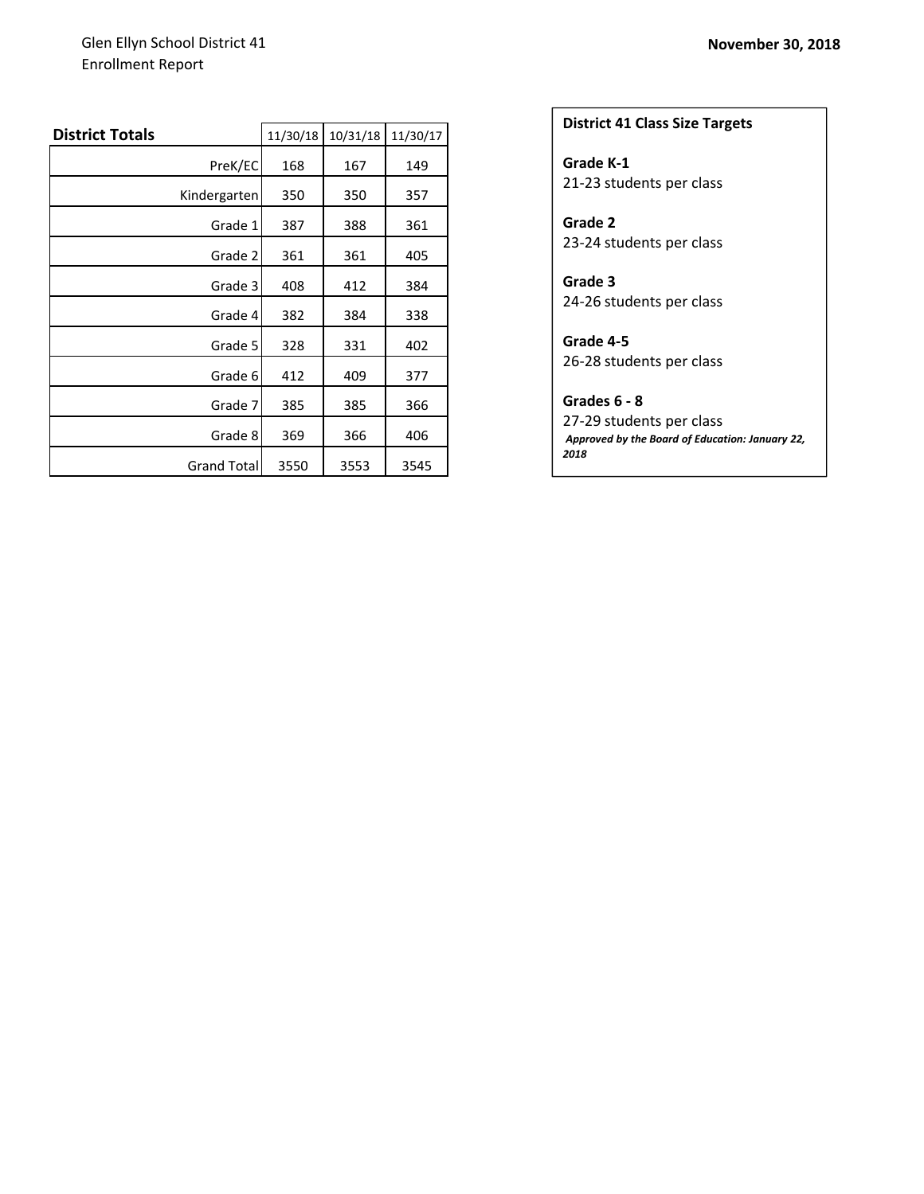Glen Ellyn School District 41
Enrollment Report

**November 30, 2018**

| District Totals | 11/30/18 | 10/31/18 | 11/30/17 |
|---|---|---|---|
| PreK/EC | 168 | 167 | 149 |
| Kindergarten | 350 | 350 | 357 |
| Grade 1 | 387 | 388 | 361 |
| Grade 2 | 361 | 361 | 405 |
| Grade 3 | 408 | 412 | 384 |
| Grade 4 | 382 | 384 | 338 |
| Grade 5 | 328 | 331 | 402 |
| Grade 6 | 412 | 409 | 377 |
| Grade 7 | 385 | 385 | 366 |
| Grade 8 | 369 | 366 | 406 |
| Grand Total | 3550 | 3553 | 3545 |

**District 41 Class Size Targets**

**Grade K-1**
21-23 students per class

**Grade 2**
23-24 students per class

**Grade 3**
24-26 students per class

**Grade 4-5**
26-28 students per class

**Grades 6 - 8**
27-29 students per class
***Approved by the Board of Education: January 22, 2018***